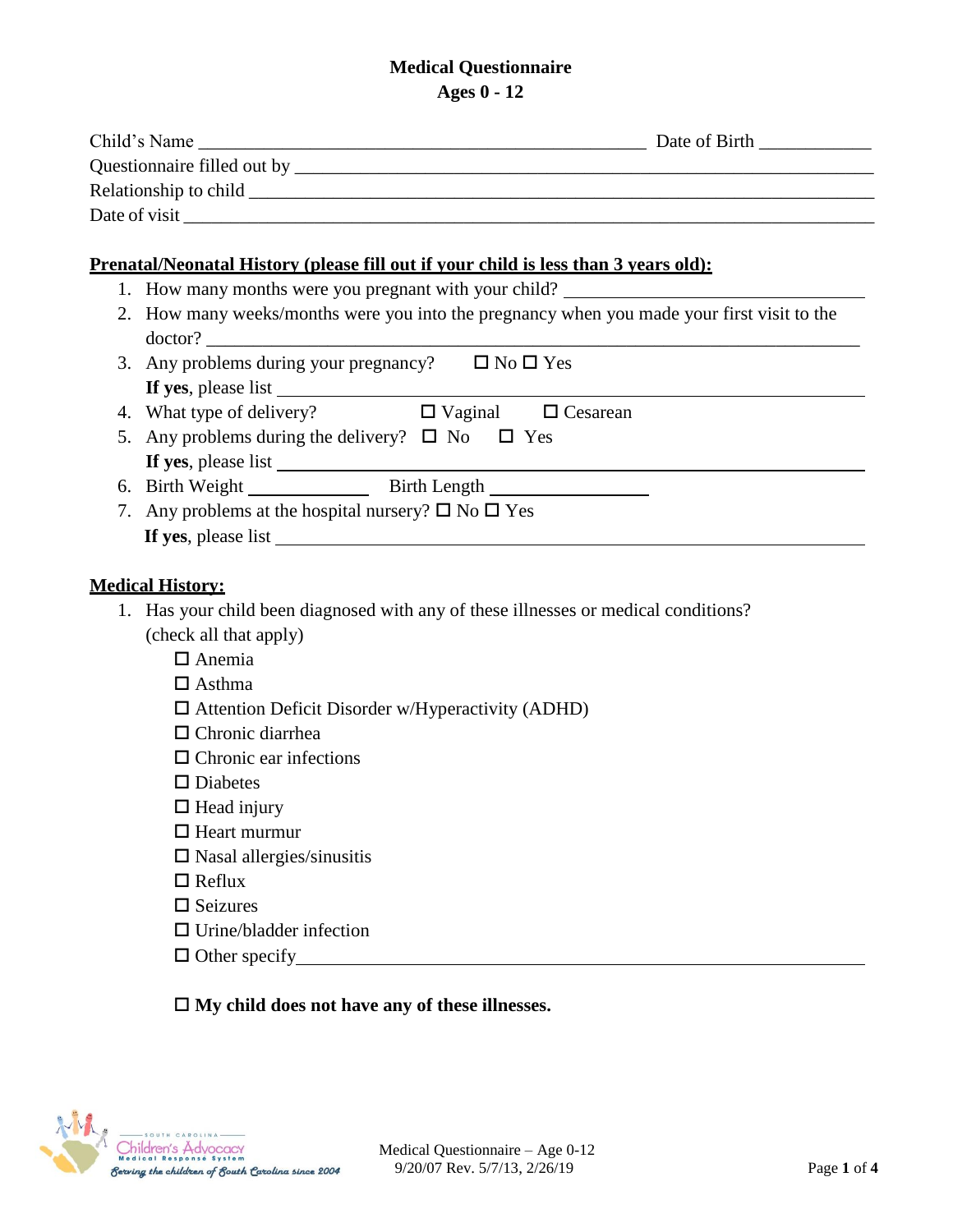# Medical Questionnaire
## Ages 0 - 12

Child's Name ______________________________________________ Date of Birth ___________

Questionnaire filled out by ____________________________________________________________

Relationship to child _________________________________________________________________

Date of visit _______________________________________________________________________

**Prenatal/Neonatal History (please fill out if your child is less than 3 years old):**

1. How many months were you pregnant with your child? ______________________________
2. How many weeks/months were you into the pregnancy when you made your first visit to the doctor? ____________________________________________________________________
3. Any problems during your pregnancy? ☐ No ☐ Yes
   **If yes**, please list ______________________________________________________________
4. What type of delivery? ☐ Vaginal ☐ Cesarean
5. Any problems during the delivery? ☐ No ☐ Yes
   **If yes**, please list ______________________________________________________________
6. Birth Weight ____________ Birth Length ________________
7. Any problems at the hospital nursery? ☐ No ☐ Yes
   **If yes**, please list ______________________________________________________________

**Medical History:**

1. Has your child been diagnosed with any of these illnesses or medical conditions? (check all that apply)
   - ☐ Anemia
   - ☐ Asthma
   - ☐ Attention Deficit Disorder w/Hyperactivity (ADHD)
   - ☐ Chronic diarrhea
   - ☐ Chronic ear infections
   - ☐ Diabetes
   - ☐ Head injury
   - ☐ Heart murmur
   - ☐ Nasal allergies/sinusitis
   - ☐ Reflux
   - ☐ Seizures
   - ☐ Urine/bladder infection
   - ☐ Other specify_______________________________________________________

   ☐ **My child does not have any of these illnesses.**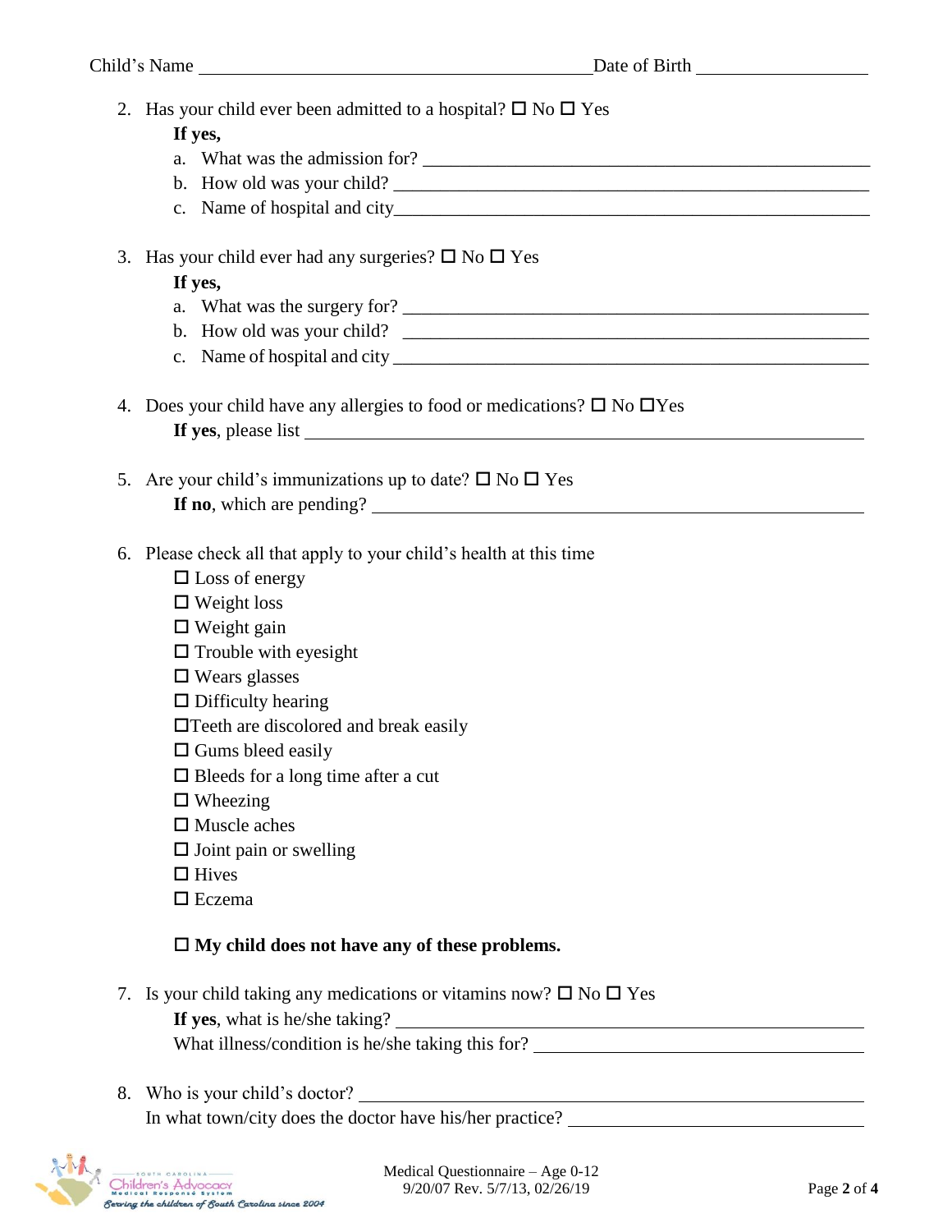Child's Name ________________________________________ Date of Birth __________________

2. Has your child ever been admitted to a hospital? ☐ No ☐ Yes

   **If yes,**

   a. What was the admission for? ________________________________________________
   b. How old was your child? ___________________________________________________
   c. Name of hospital and city___________________________________________________

3. Has your child ever had any surgeries? ☐ No ☐ Yes

   **If yes,**

   a. What was the surgery for? __________________________________________________
   b. How old was your child? ___________________________________________________
   c. Name of hospital and city __________________________________________________

4. Does your child have any allergies to food or medications? ☐ No ☐Yes

   **If yes**, please list ______________________________________________________________

5. Are your child's immunizations up to date? ☐ No ☐ Yes

   **If no**, which are pending? _________________________________________________________

6. Please check all that apply to your child's health at this time

   ☐ Loss of energy
   ☐ Weight loss
   ☐ Weight gain
   ☐ Trouble with eyesight
   ☐ Wears glasses
   ☐ Difficulty hearing
   ☐Teeth are discolored and break easily
   ☐ Gums bleed easily
   ☐ Bleeds for a long time after a cut
   ☐ Wheezing
   ☐ Muscle aches
   ☐ Joint pain or swelling
   ☐ Hives
   ☐ Eczema

   ☐ **My child does not have any of these problems.**

7. Is your child taking any medications or vitamins now? ☐ No ☐ Yes

   **If yes**, what is he/she taking? ______________________________________________
   What illness/condition is he/she taking this for? ____________________________________

8. Who is your child's doctor? ______________________________________________________

   In what town/city does the doctor have his/her practice? ________________________________

Medical Questionnaire – Age 0-12
9/20/07 Rev. 5/7/13, 02/26/19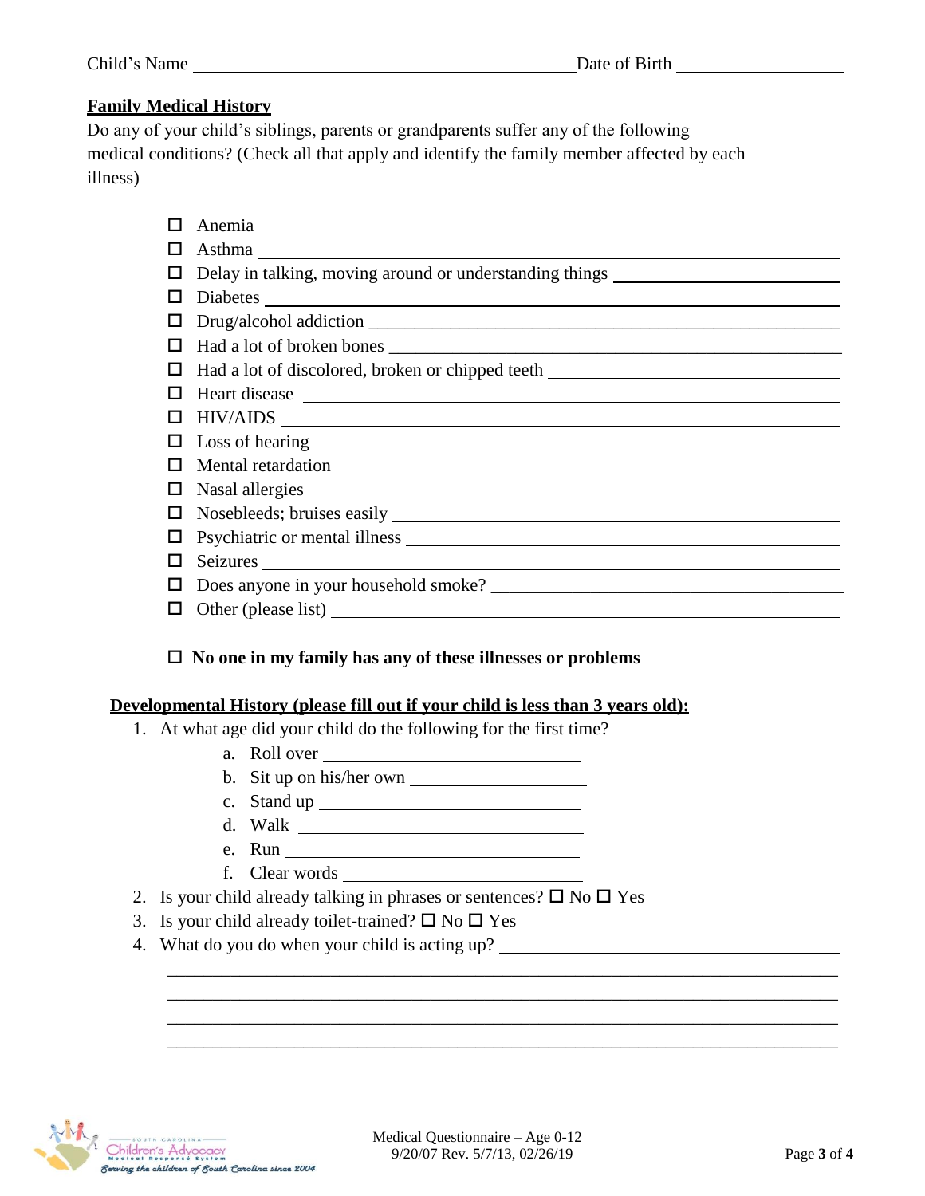Child's Name ________________________________ Date of Birth ________________

## Family Medical History

Do any of your child's siblings, parents or grandparents suffer any of the following medical conditions? (Check all that apply and identify the family member affected by each illness)

- ☐ Anemia ________________________________
- ☐ Asthma ________________________________
- ☐ Delay in talking, moving around or understanding things ________________
- ☐ Diabetes ________________________________
- ☐ Drug/alcohol addiction ________________________________
- ☐ Had a lot of broken bones ________________________________
- ☐ Had a lot of discolored, broken or chipped teeth ________________________
- ☐ Heart disease ________________________________
- ☐ HIV/AIDS ________________________________
- ☐ Loss of hearing ________________________________
- ☐ Mental retardation ________________________________
- ☐ Nasal allergies ________________________________
- ☐ Nosebleeds; bruises easily ________________________________
- ☐ Psychiatric or mental illness ________________________________
- ☐ Seizures ________________________________
- ☐ Does anyone in your household smoke? ________________________________
- ☐ Other (please list) ________________________________

☐ **No one in my family has any of these illnesses or problems**

## Developmental History (please fill out if your child is less than 3 years old):

1. At what age did your child do the following for the first time?
   a. Roll over ________________
   b. Sit up on his/her own ________________
   c. Stand up ________________
   d. Walk ________________
   e. Run ________________
   f. Clear words ________________
2. Is your child already talking in phrases or sentences? ☐ No ☐ Yes
3. Is your child already toilet-trained? ☐ No ☐ Yes
4. What do you do when your child is acting up? ________________________________

________________________________________________________________

________________________________________________________________

________________________________________________________________

________________________________________________________________

Medical Questionnaire – Age 0-12
9/20/07 Rev. 5/7/13, 02/26/19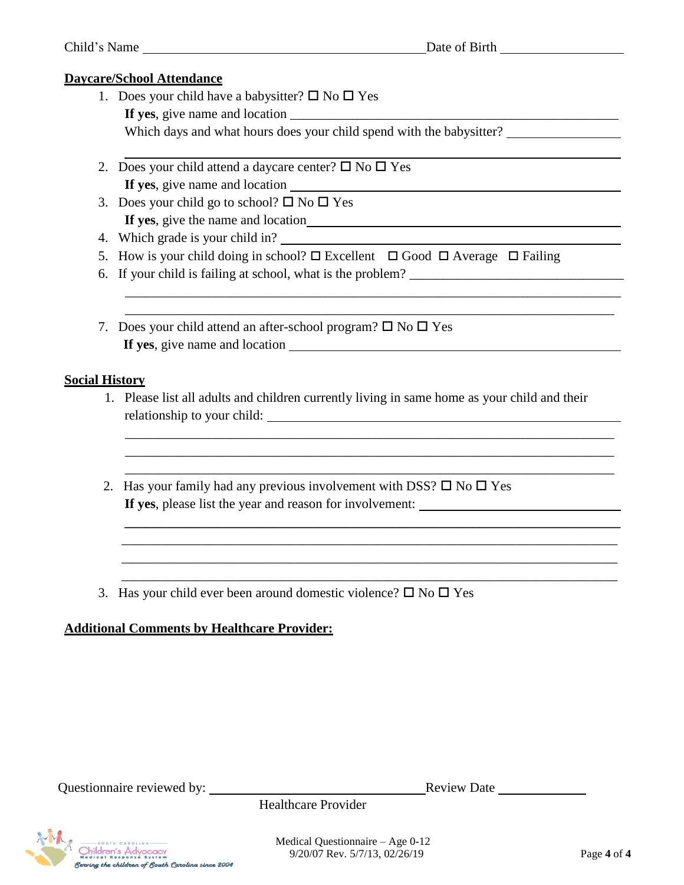Child's Name ____________________ Date of Birth ____________

**Daycare/School Attendance**

1. Does your child have a babysitter? ☐ No ☐ Yes
   **If yes**, give name and location ____________________
   Which days and what hours does your child spend with the babysitter? ____________________
2. Does your child attend a daycare center? ☐ No ☐ Yes
   **If yes**, give name and location ____________________
3. Does your child go to school? ☐ No ☐ Yes
   **If yes**, give the name and location____________________
4. Which grade is your child in? ____________________
5. How is your child doing in school? ☐ Excellent ☐ Good ☐ Average ☐ Failing
6. If your child is failing at school, what is the problem? ____________________
7. Does your child attend an after-school program? ☐ No ☐ Yes
   **If yes**, give name and location ____________________

**Social History**

1. Please list all adults and children currently living in same home as your child and their relationship to your child: ____________________
2. Has your family had any previous involvement with DSS? ☐ No ☐ Yes
   **If yes**, please list the year and reason for involvement: ____________________
3. Has your child ever been around domestic violence? ☐ No ☐ Yes

**Additional Comments by Healthcare Provider:**

Questionnaire reviewed by: ____________________ Review Date ____________
Healthcare Provider

South Carolina Children's Advocacy Medical Response System
*Serving the children of South Carolina since 2004*

Medical Questionnaire – Age 0-12
9/20/07 Rev. 5/7/13, 02/26/19